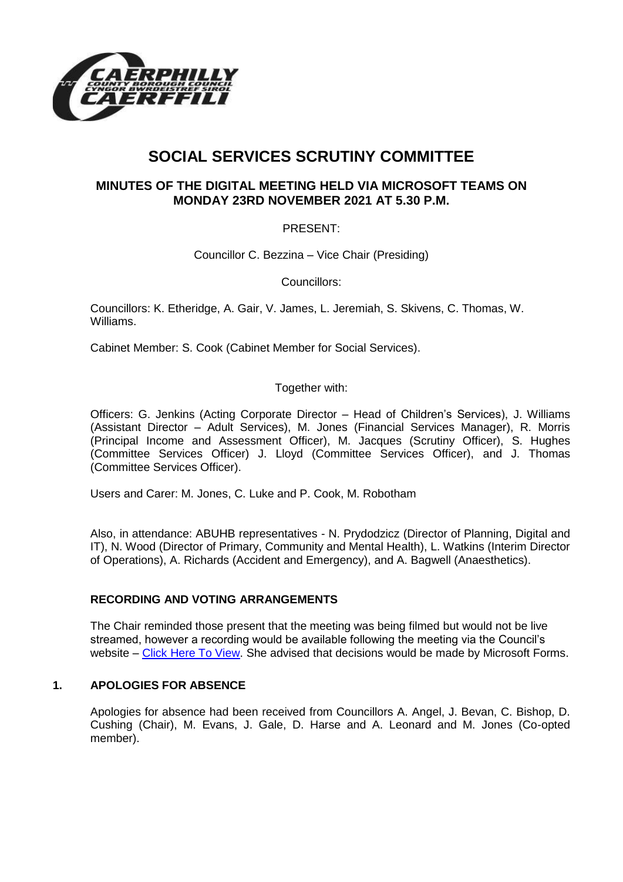# SOCIAL SERVICES SCRUTINY COMMITTEE

## MINUTES OF THE DIGITAL MEETING HELD VIA MICROSOFT TEAMS ON MONDAY 23RD NOVEMBER 2021 AT 5.30 P.M.

PRESENT:

Councillor C. Bezzina – Vice Chair (Presiding)

Councillors:

Councillors: K. Etheridge, A. Gair, V. James, L. Jeremiah, S. Skivens, C. Thomas, W. Williams.

Cabinet Member: S. Cook (Cabinet Member for Social Services).

Together with:

Officers: G. Jenkins (Acting Corporate Director – Head of Children's Services), J. Williams (Assistant Director – Adult Services), M. Jones (Financial Services Manager), R. Morris (Principal Income and Assessment Officer), M. Jacques (Scrutiny Officer), S. Hughes (Committee Services Officer) J. Lloyd (Committee Services Officer), and J. Thomas (Committee Services Officer).

Users and Carer: M. Jones, C. Luke and P. Cook, M. Robotham

Also, in attendance: ABUHB representatives - N. Prydodzicz (Director of Planning, Digital and IT), N. Wood (Director of Primary, Community and Mental Health), L. Watkins (Interim Director of Operations), A. Richards (Accident and Emergency), and A. Bagwell (Anaesthetics).

### RECORDING AND VOTING ARRANGEMENTS

The Chair reminded those present that the meeting was being filmed but would not be live streamed, however a recording would be available following the meeting via the Council's website – Click Here To View. She advised that decisions would be made by Microsoft Forms.

### 1. APOLOGIES FOR ABSENCE

Apologies for absence had been received from Councillors A. Angel, J. Bevan, C. Bishop, D. Cushing (Chair), M. Evans, J. Gale, D. Harse and A. Leonard and M. Jones (Co-opted member).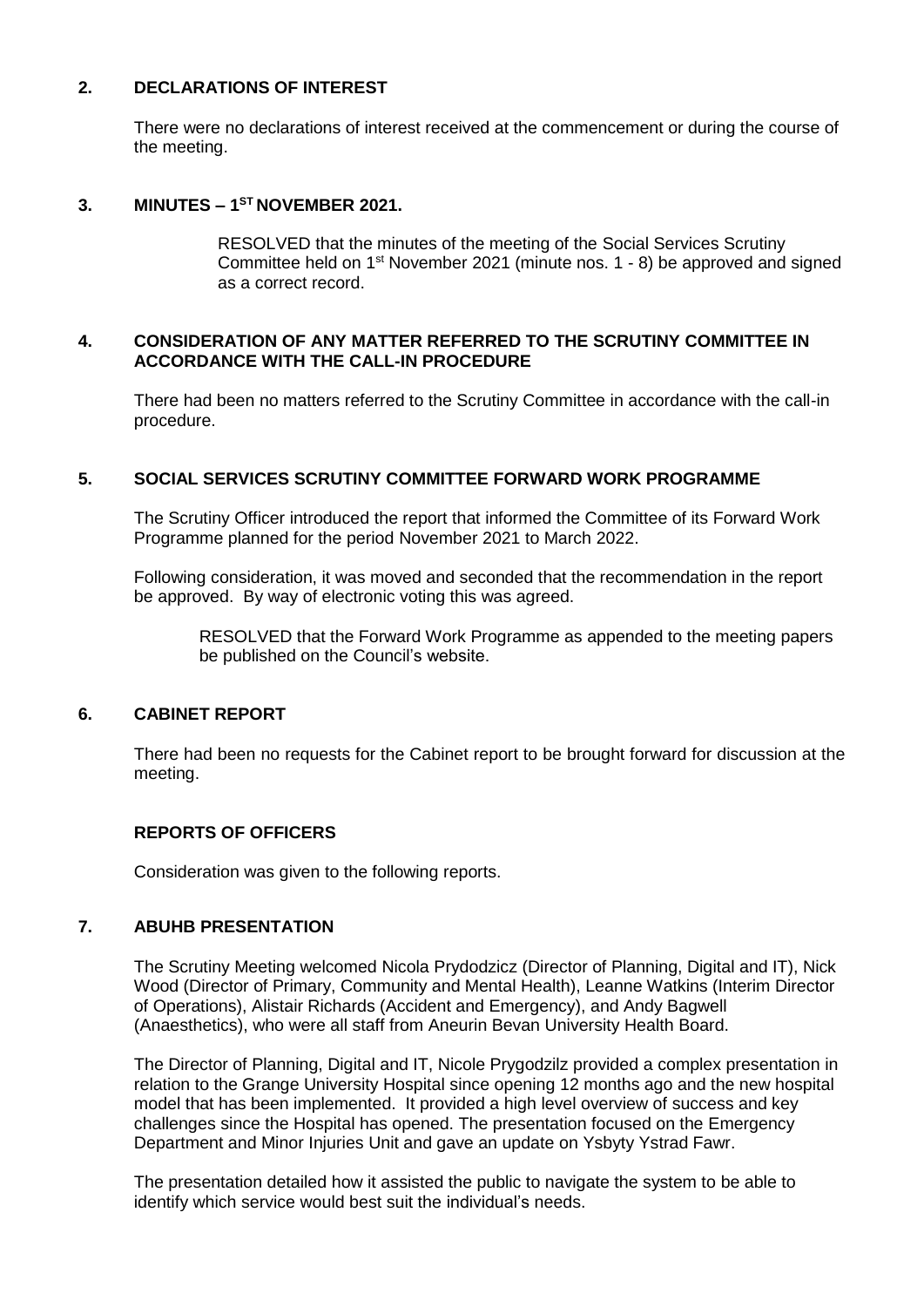## 2. DECLARATIONS OF INTEREST

There were no declarations of interest received at the commencement or during the course of the meeting.

## 3. MINUTES – 1ST NOVEMBER 2021.

RESOLVED that the minutes of the meeting of the Social Services Scrutiny Committee held on 1st November 2021 (minute nos. 1 - 8) be approved and signed as a correct record.

## 4. CONSIDERATION OF ANY MATTER REFERRED TO THE SCRUTINY COMMITTEE IN ACCORDANCE WITH THE CALL-IN PROCEDURE

There had been no matters referred to the Scrutiny Committee in accordance with the call-in procedure.

## 5. SOCIAL SERVICES SCRUTINY COMMITTEE FORWARD WORK PROGRAMME

The Scrutiny Officer introduced the report that informed the Committee of its Forward Work Programme planned for the period November 2021 to March 2022.

Following consideration, it was moved and seconded that the recommendation in the report be approved. By way of electronic voting this was agreed.

RESOLVED that the Forward Work Programme as appended to the meeting papers be published on the Council's website.

## 6. CABINET REPORT

There had been no requests for the Cabinet report to be brought forward for discussion at the meeting.

## REPORTS OF OFFICERS

Consideration was given to the following reports.

## 7. ABUHB PRESENTATION

The Scrutiny Meeting welcomed Nicola Prydodzicz (Director of Planning, Digital and IT), Nick Wood (Director of Primary, Community and Mental Health), Leanne Watkins (Interim Director of Operations), Alistair Richards (Accident and Emergency), and Andy Bagwell (Anaesthetics), who were all staff from Aneurin Bevan University Health Board.

The Director of Planning, Digital and IT, Nicole Prygodzilz provided a complex presentation in relation to the Grange University Hospital since opening 12 months ago and the new hospital model that has been implemented. It provided a high level overview of success and key challenges since the Hospital has opened. The presentation focused on the Emergency Department and Minor Injuries Unit and gave an update on Ysbyty Ystrad Fawr.

The presentation detailed how it assisted the public to navigate the system to be able to identify which service would best suit the individual's needs.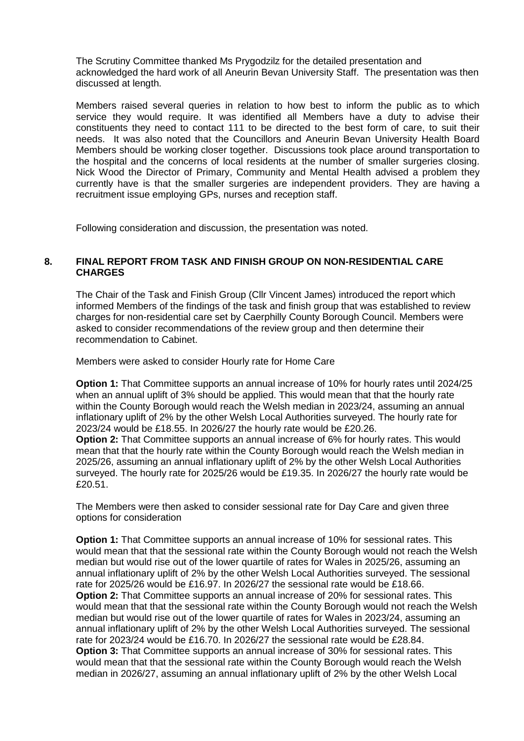The Scrutiny Committee thanked Ms Prygodzilz for the detailed presentation and acknowledged the hard work of all Aneurin Bevan University Staff. The presentation was then discussed at length.

Members raised several queries in relation to how best to inform the public as to which service they would require. It was identified all Members have a duty to advise their constituents they need to contact 111 to be directed to the best form of care, to suit their needs. It was also noted that the Councillors and Aneurin Bevan University Health Board Members should be working closer together. Discussions took place around transportation to the hospital and the concerns of local residents at the number of smaller surgeries closing. Nick Wood the Director of Primary, Community and Mental Health advised a problem they currently have is that the smaller surgeries are independent providers. They are having a recruitment issue employing GPs, nurses and reception staff.

Following consideration and discussion, the presentation was noted.

## 8. FINAL REPORT FROM TASK AND FINISH GROUP ON NON-RESIDENTIAL CARE CHARGES

The Chair of the Task and Finish Group (Cllr Vincent James) introduced the report which informed Members of the findings of the task and finish group that was established to review charges for non-residential care set by Caerphilly County Borough Council. Members were asked to consider recommendations of the review group and then determine their recommendation to Cabinet.

Members were asked to consider Hourly rate for Home Care

**Option 1:** That Committee supports an annual increase of 10% for hourly rates until 2024/25 when an annual uplift of 3% should be applied. This would mean that that the hourly rate within the County Borough would reach the Welsh median in 2023/24, assuming an annual inflationary uplift of 2% by the other Welsh Local Authorities surveyed. The hourly rate for 2023/24 would be £18.55. In 2026/27 the hourly rate would be £20.26.
**Option 2:** That Committee supports an annual increase of 6% for hourly rates. This would mean that that the hourly rate within the County Borough would reach the Welsh median in 2025/26, assuming an annual inflationary uplift of 2% by the other Welsh Local Authorities surveyed. The hourly rate for 2025/26 would be £19.35. In 2026/27 the hourly rate would be £20.51.

The Members were then asked to consider sessional rate for Day Care and given three options for consideration

**Option 1:** That Committee supports an annual increase of 10% for sessional rates. This would mean that that the sessional rate within the County Borough would not reach the Welsh median but would rise out of the lower quartile of rates for Wales in 2025/26, assuming an annual inflationary uplift of 2% by the other Welsh Local Authorities surveyed. The sessional rate for 2025/26 would be £16.97. In 2026/27 the sessional rate would be £18.66.
**Option 2:** That Committee supports an annual increase of 20% for sessional rates. This would mean that that the sessional rate within the County Borough would not reach the Welsh median but would rise out of the lower quartile of rates for Wales in 2023/24, assuming an annual inflationary uplift of 2% by the other Welsh Local Authorities surveyed. The sessional rate for 2023/24 would be £16.70. In 2026/27 the sessional rate would be £28.84.
**Option 3:** That Committee supports an annual increase of 30% for sessional rates. This would mean that that the sessional rate within the County Borough would reach the Welsh median in 2026/27, assuming an annual inflationary uplift of 2% by the other Welsh Local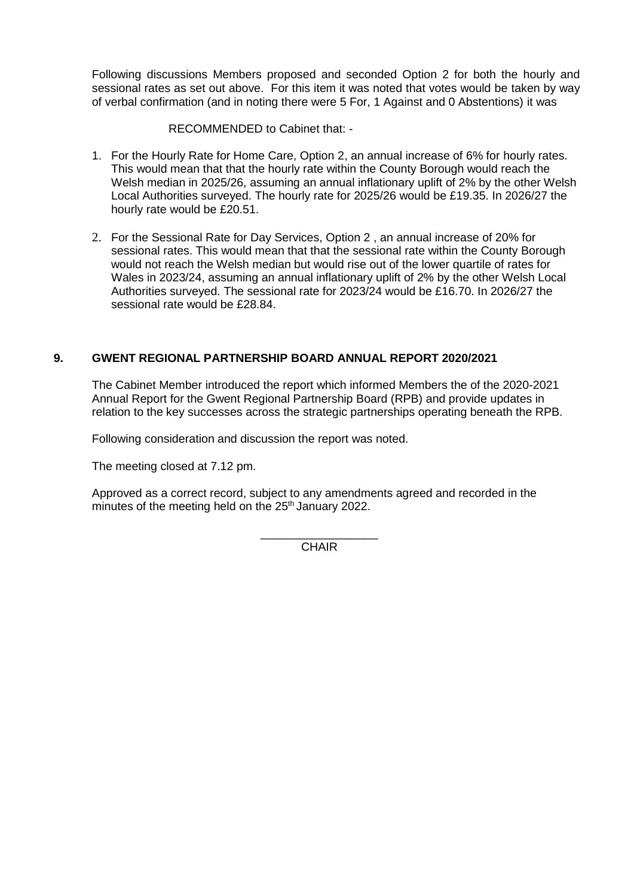Following discussions Members proposed and seconded Option 2 for both the hourly and sessional rates as set out above. For this item it was noted that votes would be taken by way of verbal confirmation (and in noting there were 5 For, 1 Against and 0 Abstentions) it was

RECOMMENDED to Cabinet that: -

1. For the Hourly Rate for Home Care, Option 2, an annual increase of 6% for hourly rates. This would mean that that the hourly rate within the County Borough would reach the Welsh median in 2025/26, assuming an annual inflationary uplift of 2% by the other Welsh Local Authorities surveyed. The hourly rate for 2025/26 would be £19.35. In 2026/27 the hourly rate would be £20.51.

2. For the Sessional Rate for Day Services, Option 2 , an annual increase of 20% for sessional rates. This would mean that that the sessional rate within the County Borough would not reach the Welsh median but would rise out of the lower quartile of rates for Wales in 2023/24, assuming an annual inflationary uplift of 2% by the other Welsh Local Authorities surveyed. The sessional rate for 2023/24 would be £16.70. In 2026/27 the sessional rate would be £28.84.

## 9. GWENT REGIONAL PARTNERSHIP BOARD ANNUAL REPORT 2020/2021

The Cabinet Member introduced the report which informed Members the of the 2020-2021 Annual Report for the Gwent Regional Partnership Board (RPB) and provide updates in relation to the key successes across the strategic partnerships operating beneath the RPB.

Following consideration and discussion the report was noted.

The meeting closed at 7.12 pm.

Approved as a correct record, subject to any amendments agreed and recorded in the minutes of the meeting held on the 25th January 2022.

\_\_\_\_\_\_\_\_\_\_\_\_\_\_\_\_\_\_

CHAIR